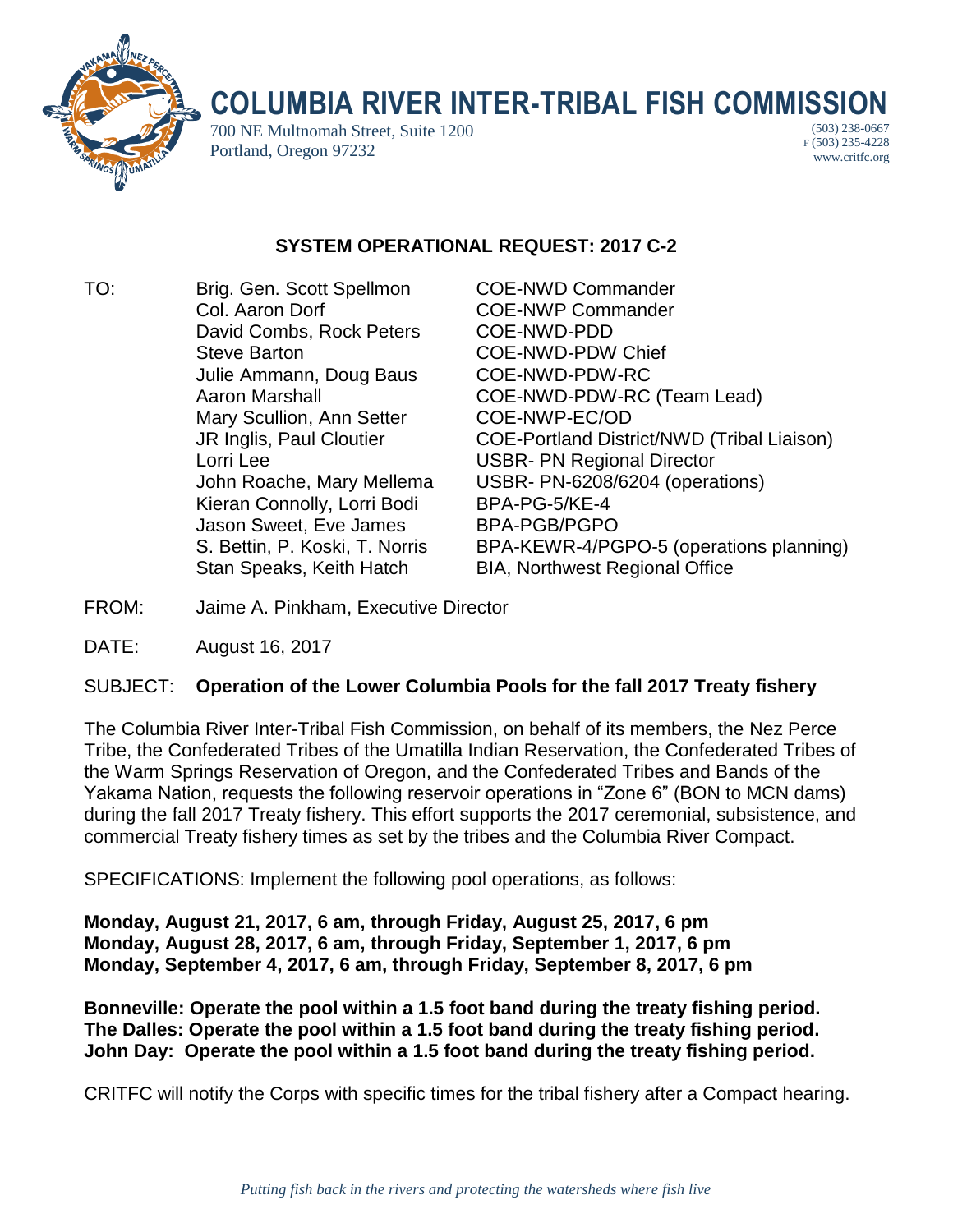# COLUMBIA RIVER INTER-TRIBAL FISH COMMISSION

700 NE Multnomah Street, Suite 1200
Portland, Oregon 97232

(503) 238-0667
F (503) 235-4228
www.critfc.org

## SYSTEM OPERATIONAL REQUEST: 2017 C-2

| TO: | | |
|---|---|---|
| | Brig. Gen. Scott Spellmon | COE-NWD Commander |
| | Col. Aaron Dorf | COE-NWP Commander |
| | David Combs, Rock Peters | COE-NWD-PDD |
| | Steve Barton | COE-NWD-PDW Chief |
| | Julie Ammann, Doug Baus | COE-NWD-PDW-RC |
| | Aaron Marshall | COE-NWD-PDW-RC (Team Lead) |
| | Mary Scullion, Ann Setter | COE-NWP-EC/OD |
| | JR Inglis, Paul Cloutier | COE-Portland District/NWD (Tribal Liaison) |
| | Lorri Lee | USBR- PN Regional Director |
| | John Roache, Mary Mellema | USBR- PN-6208/6204 (operations) |
| | Kieran Connolly, Lorri Bodi | BPA-PG-5/KE-4 |
| | Jason Sweet, Eve James | BPA-PGB/PGPO |
| | S. Bettin, P. Koski, T. Norris | BPA-KEWR-4/PGPO-5 (operations planning) |
| | Stan Speaks, Keith Hatch | BIA, Northwest Regional Office |

FROM: Jaime A. Pinkham, Executive Director

DATE: August 16, 2017

SUBJECT: **Operation of the Lower Columbia Pools for the fall 2017 Treaty fishery**

The Columbia River Inter-Tribal Fish Commission, on behalf of its members, the Nez Perce Tribe, the Confederated Tribes of the Umatilla Indian Reservation, the Confederated Tribes of the Warm Springs Reservation of Oregon, and the Confederated Tribes and Bands of the Yakama Nation, requests the following reservoir operations in "Zone 6" (BON to MCN dams) during the fall 2017 Treaty fishery. This effort supports the 2017 ceremonial, subsistence, and commercial Treaty fishery times as set by the tribes and the Columbia River Compact.

SPECIFICATIONS: Implement the following pool operations, as follows:

**Monday, August 21, 2017, 6 am, through Friday, August 25, 2017, 6 pm**
**Monday, August 28, 2017, 6 am, through Friday, September 1, 2017, 6 pm**
**Monday, September 4, 2017, 6 am, through Friday, September 8, 2017, 6 pm**

**Bonneville: Operate the pool within a 1.5 foot band during the treaty fishing period.**
**The Dalles: Operate the pool within a 1.5 foot band during the treaty fishing period.**
**John Day: Operate the pool within a 1.5 foot band during the treaty fishing period.**

CRITFC will notify the Corps with specific times for the tribal fishery after a Compact hearing.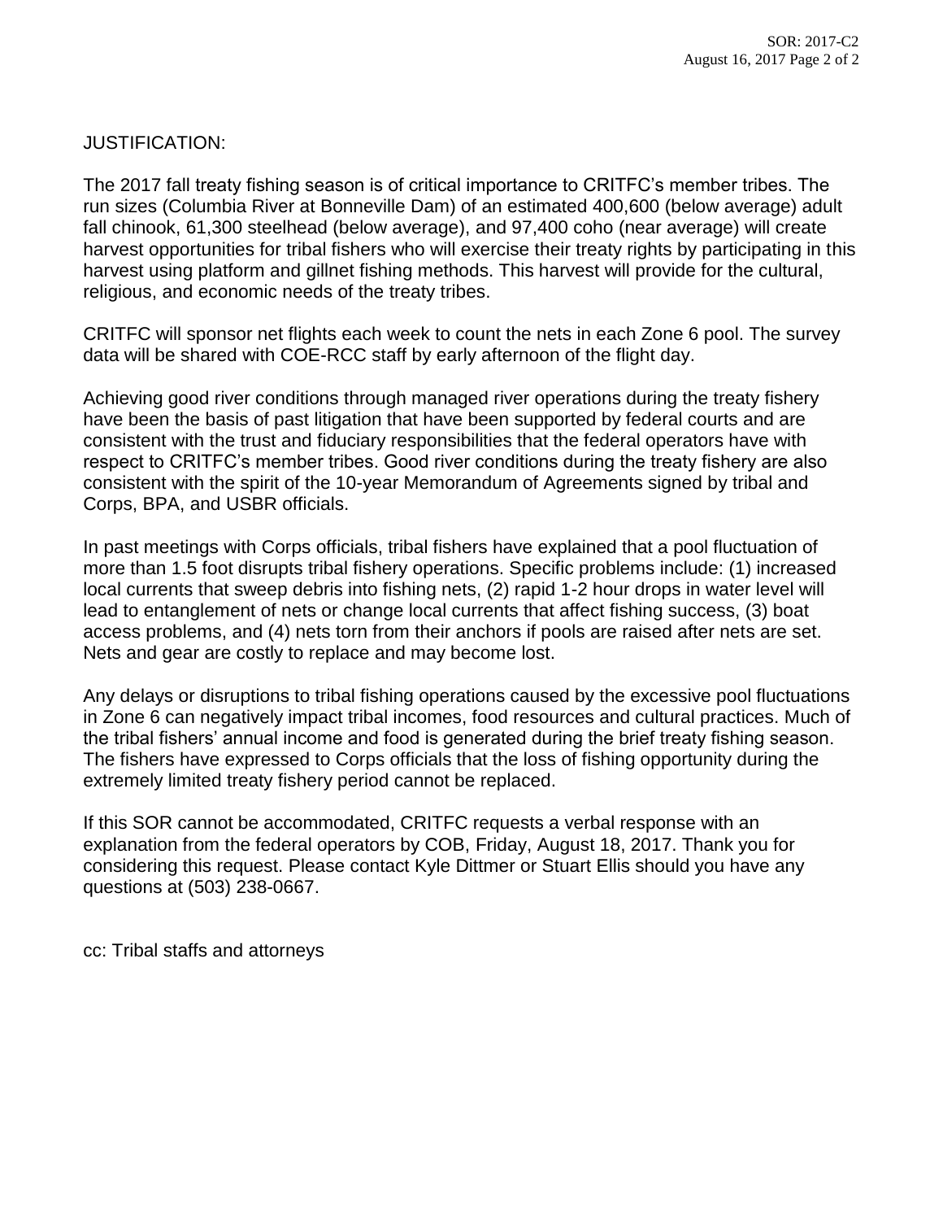JUSTIFICATION:

The 2017 fall treaty fishing season is of critical importance to CRITFC's member tribes. The run sizes (Columbia River at Bonneville Dam) of an estimated 400,600 (below average) adult fall chinook, 61,300 steelhead (below average), and 97,400 coho (near average) will create harvest opportunities for tribal fishers who will exercise their treaty rights by participating in this harvest using platform and gillnet fishing methods. This harvest will provide for the cultural, religious, and economic needs of the treaty tribes.

CRITFC will sponsor net flights each week to count the nets in each Zone 6 pool. The survey data will be shared with COE-RCC staff by early afternoon of the flight day.

Achieving good river conditions through managed river operations during the treaty fishery have been the basis of past litigation that have been supported by federal courts and are consistent with the trust and fiduciary responsibilities that the federal operators have with respect to CRITFC's member tribes. Good river conditions during the treaty fishery are also consistent with the spirit of the 10-year Memorandum of Agreements signed by tribal and Corps, BPA, and USBR officials.

In past meetings with Corps officials, tribal fishers have explained that a pool fluctuation of more than 1.5 foot disrupts tribal fishery operations. Specific problems include: (1) increased local currents that sweep debris into fishing nets, (2) rapid 1-2 hour drops in water level will lead to entanglement of nets or change local currents that affect fishing success, (3) boat access problems, and (4) nets torn from their anchors if pools are raised after nets are set. Nets and gear are costly to replace and may become lost.

Any delays or disruptions to tribal fishing operations caused by the excessive pool fluctuations in Zone 6 can negatively impact tribal incomes, food resources and cultural practices. Much of the tribal fishers' annual income and food is generated during the brief treaty fishing season. The fishers have expressed to Corps officials that the loss of fishing opportunity during the extremely limited treaty fishery period cannot be replaced.

If this SOR cannot be accommodated, CRITFC requests a verbal response with an explanation from the federal operators by COB, Friday, August 18, 2017. Thank you for considering this request. Please contact Kyle Dittmer or Stuart Ellis should you have any questions at (503) 238-0667.

cc: Tribal staffs and attorneys